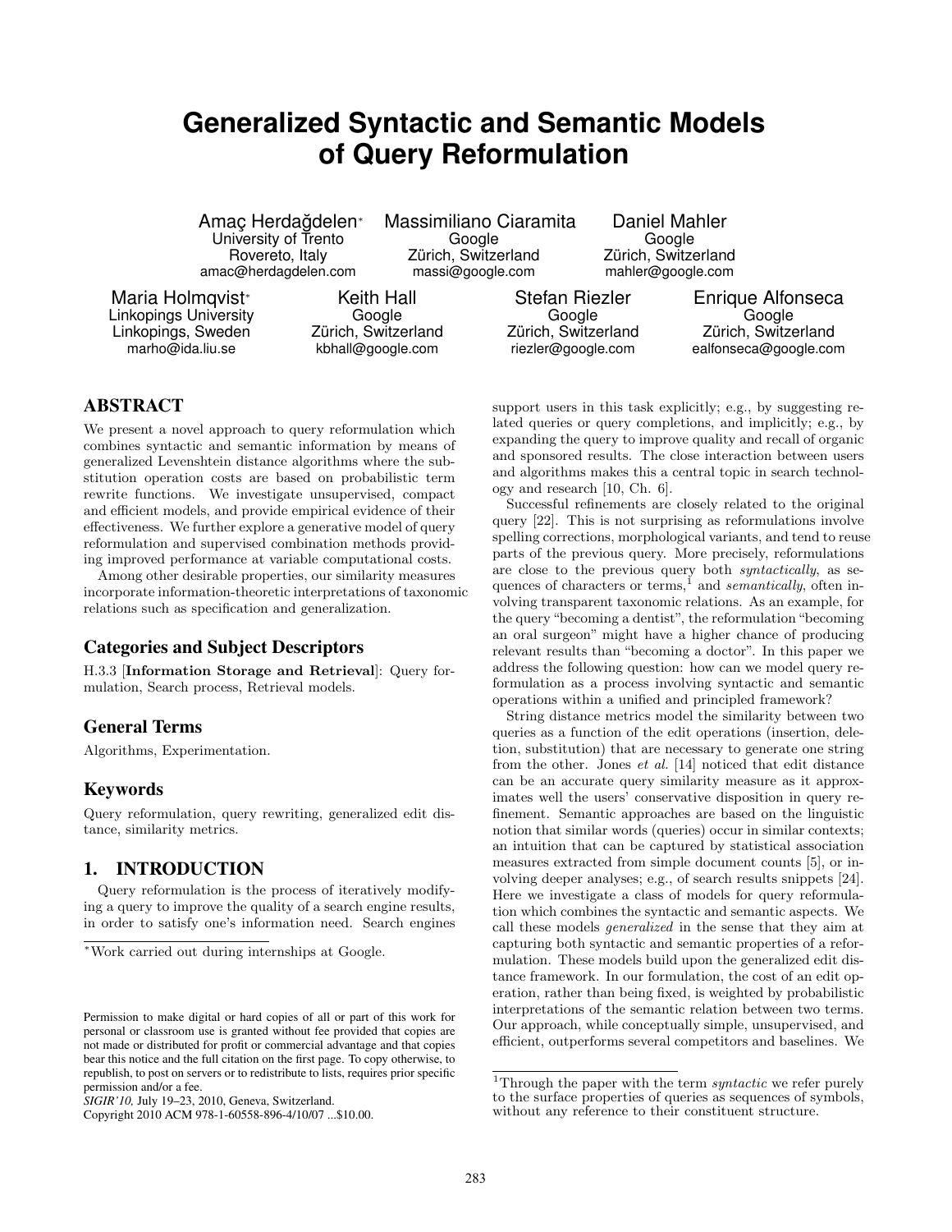# Generalized Syntactic and Semantic Models of Query Reformulation

Amaç Herdağdelen*
University of Trento
Rovereto, Italy
amac@herdagdelen.com

Massimiliano Ciaramita
Google
Zürich, Switzerland
massi@google.com

Daniel Mahler
Google
Zürich, Switzerland
mahler@google.com

Maria Holmqvist*
Linkopings University
Linkopings, Sweden
marho@ida.liu.se

Keith Hall
Google
Zürich, Switzerland
kbhall@google.com

Stefan Riezler
Google
Zürich, Switzerland
riezler@google.com

Enrique Alfonseca
Google
Zürich, Switzerland
ealfonseca@google.com

## ABSTRACT

We present a novel approach to query reformulation which combines syntactic and semantic information by means of generalized Levenshtein distance algorithms where the substitution operation costs are based on probabilistic term rewrite functions. We investigate unsupervised, compact and efficient models, and provide empirical evidence of their effectiveness. We further explore a generative model of query reformulation and supervised combination methods providing improved performance at variable computational costs.

Among other desirable properties, our similarity measures incorporate information-theoretic interpretations of taxonomic relations such as specification and generalization.

### Categories and Subject Descriptors

H.3.3 [**Information Storage and Retrieval**]: Query formulation, Search process, Retrieval models.

### General Terms

Algorithms, Experimentation.

### Keywords

Query reformulation, query rewriting, generalized edit distance, similarity metrics.

## 1. INTRODUCTION

Query reformulation is the process of iteratively modifying a query to improve the quality of a search engine results, in order to satisfy one's information need. Search engines support users in this task explicitly; e.g., by suggesting related queries or query completions, and implicitly; e.g., by expanding the query to improve quality and recall of organic and sponsored results. The close interaction between users and algorithms makes this a central topic in search technology and research [10, Ch. 6].

Successful refinements are closely related to the original query [22]. This is not surprising as reformulations involve spelling corrections, morphological variants, and tend to reuse parts of the previous query. More precisely, reformulations are close to the previous query both *syntactically*, as sequences of characters or terms,[1] and *semantically*, often involving transparent taxonomic relations. As an example, for the query "becoming a dentist", the reformulation "becoming an oral surgeon" might have a higher chance of producing relevant results than "becoming a doctor". In this paper we address the following question: how can we model query reformulation as a process involving syntactic and semantic operations within a unified and principled framework?

String distance metrics model the similarity between two queries as a function of the edit operations (insertion, deletion, substitution) that are necessary to generate one string from the other. Jones *et al.* [14] noticed that edit distance can be an accurate query similarity measure as it approximates well the users' conservative disposition in query refinement. Semantic approaches are based on the linguistic notion that similar words (queries) occur in similar contexts; an intuition that can be captured by statistical association measures extracted from simple document counts [5], or involving deeper analyses; e.g., of search results snippets [24]. Here we investigate a class of models for query reformulation which combines the syntactic and semantic aspects. We call these models *generalized* in the sense that they aim at capturing both syntactic and semantic properties of a reformulation. These models build upon the generalized edit distance framework. In our formulation, the cost of an edit operation, rather than being fixed, is weighted by probabilistic interpretations of the semantic relation between two terms. Our approach, while conceptually simple, unsupervised, and efficient, outperforms several competitors and baselines. We

*Work carried out during internships at Google.

[1] Through the paper with the term *syntactic* we refer purely to the surface properties of queries as sequences of symbols, without any reference to their constituent structure.

Permission to make digital or hard copies of all or part of this work for personal or classroom use is granted without fee provided that copies are not made or distributed for profit or commercial advantage and that copies bear this notice and the full citation on the first page. To copy otherwise, to republish, to post on servers or to redistribute to lists, requires prior specific permission and/or a fee.
*SIGIR'10,* July 19–23, 2010, Geneva, Switzerland.
Copyright 2010 ACM 978-1-60558-896-4/10/07 ...$10.00.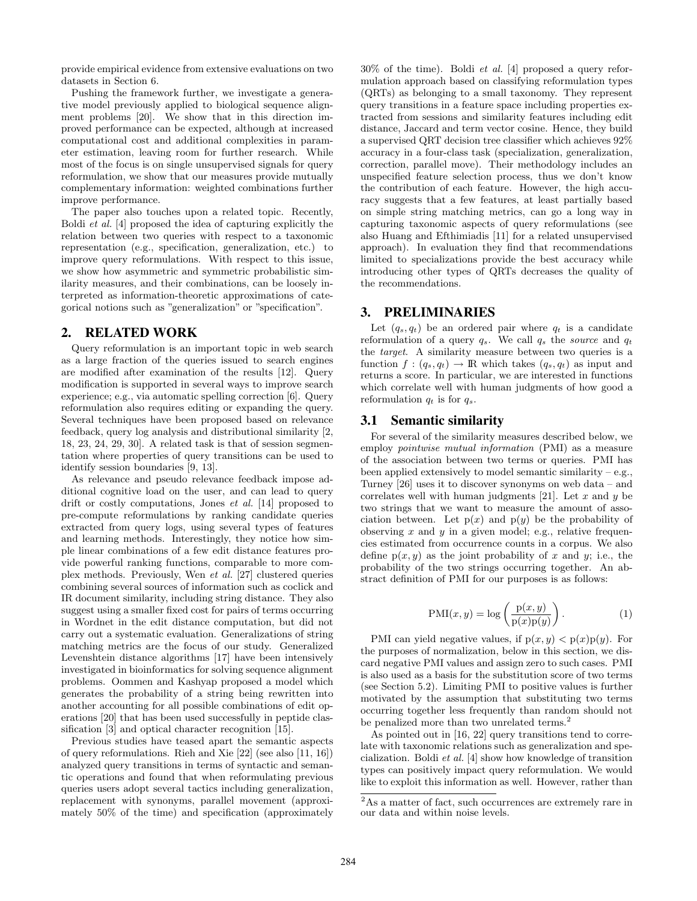provide empirical evidence from extensive evaluations on two datasets in Section 6.

Pushing the framework further, we investigate a generative model previously applied to biological sequence alignment problems [20]. We show that in this direction improved performance can be expected, although at increased computational cost and additional complexities in parameter estimation, leaving room for further research. While most of the focus is on single unsupervised signals for query reformulation, we show that our measures provide mutually complementary information: weighted combinations further improve performance.

The paper also touches upon a related topic. Recently, Boldi *et al.* [4] proposed the idea of capturing explicitly the relation between two queries with respect to a taxonomic representation (e.g., specification, generalization, etc.) to improve query reformulations. With respect to this issue, we show how asymmetric and symmetric probabilistic similarity measures, and their combinations, can be loosely interpreted as information-theoretic approximations of categorical notions such as "generalization" or "specification".

## 2. RELATED WORK

Query reformulation is an important topic in web search as a large fraction of the queries issued to search engines are modified after examination of the results [12]. Query modification is supported in several ways to improve search experience; e.g., via automatic spelling correction [6]. Query reformulation also requires editing or expanding the query. Several techniques have been proposed based on relevance feedback, query log analysis and distributional similarity [2, 18, 23, 24, 29, 30]. A related task is that of session segmentation where properties of query transitions can be used to identify session boundaries [9, 13].

As relevance and pseudo relevance feedback impose additional cognitive load on the user, and can lead to query drift or costly computations, Jones *et al.* [14] proposed to pre-compute reformulations by ranking candidate queries extracted from query logs, using several types of features and learning methods. Interestingly, they notice how simple linear combinations of a few edit distance features provide powerful ranking functions, comparable to more complex methods. Previously, Wen *et al.* [27] clustered queries combining several sources of information such as coclick and IR document similarity, including string distance. They also suggest using a smaller fixed cost for pairs of terms occurring in Wordnet in the edit distance computation, but did not carry out a systematic evaluation. Generalizations of string matching metrics are the focus of our study. Generalized Levenshtein distance algorithms [17] have been intensively investigated in bioinformatics for solving sequence alignment problems. Oommen and Kashyap proposed a model which generates the probability of a string being rewritten into another accounting for all possible combinations of edit operations [20] that has been used successfully in peptide classification [3] and optical character recognition [15].

Previous studies have teased apart the semantic aspects of query reformulations. Rieh and Xie [22] (see also [11, 16]) analyzed query transitions in terms of syntactic and semantic operations and found that when reformulating previous queries users adopt several tactics including generalization, replacement with synonyms, parallel movement (approximately 50% of the time) and specification (approximately 30% of the time). Boldi *et al.* [4] proposed a query reformulation approach based on classifying reformulation types (QRTs) as belonging to a small taxonomy. They represent query transitions in a feature space including properties extracted from sessions and similarity features including edit distance, Jaccard and term vector cosine. Hence, they build a supervised QRT decision tree classifier which achieves 92% accuracy in a four-class task (specialization, generalization, correction, parallel move). Their methodology includes an unspecified feature selection process, thus we don't know the contribution of each feature. However, the high accuracy suggests that a few features, at least partially based on simple string matching metrics, can go a long way in capturing taxonomic aspects of query reformulations (see also Huang and Efthimiadis [11] for a related unsupervised approach). In evaluation they find that recommendations limited to specializations provide the best accuracy while introducing other types of QRTs decreases the quality of the recommendations.

## 3. PRELIMINARIES

Let $(q_s, q_t)$ be an ordered pair where $q_t$ is a candidate reformulation of a query $q_s$. We call $q_s$ the *source* and $q_t$ the *target*. A similarity measure between two queries is a function $f : (q_s, q_t) \rightarrow \mathbb{R}$ which takes $(q_s, q_t)$ as input and returns a score. In particular, we are interested in functions which correlate well with human judgments of how good a reformulation $q_t$ is for $q_s$.

### 3.1 Semantic similarity

For several of the similarity measures described below, we employ *pointwise mutual information* (PMI) as a measure of the association between two terms or queries. PMI has been applied extensively to model semantic similarity – e.g., Turney [26] uses it to discover synonyms on web data – and correlates well with human judgments [21]. Let $x$ and $y$ be two strings that we want to measure the amount of association between. Let $\mathrm{p}(x)$ and $\mathrm{p}(y)$ be the probability of observing $x$ and $y$ in a given model; e.g., relative frequencies estimated from occurrence counts in a corpus. We also define $\mathrm{p}(x, y)$ as the joint probability of $x$ and $y$; i.e., the probability of the two strings occurring together. An abstract definition of PMI for our purposes is as follows:

$$\mathrm{PMI}(x, y) = \log\left(\frac{\mathrm{p}(x, y)}{\mathrm{p}(x)\mathrm{p}(y)}\right). \qquad (1)$$

PMI can yield negative values, if $\mathrm{p}(x, y) < \mathrm{p}(x)\mathrm{p}(y)$. For the purposes of normalization, below in this section, we discard negative PMI values and assign zero to such cases. PMI is also used as a basis for the substitution score of two terms (see Section 5.2). Limiting PMI to positive values is further motivated by the assumption that substituting two terms occurring together less frequently than random should not be penalized more than two unrelated terms.[2]

As pointed out in [16, 22] query transitions tend to correlate with taxonomic relations such as generalization and specialization. Boldi *et al.* [4] show how knowledge of transition types can positively impact query reformulation. We would like to exploit this information as well. However, rather than

[2]As a matter of fact, such occurrences are extremely rare in our data and within noise levels.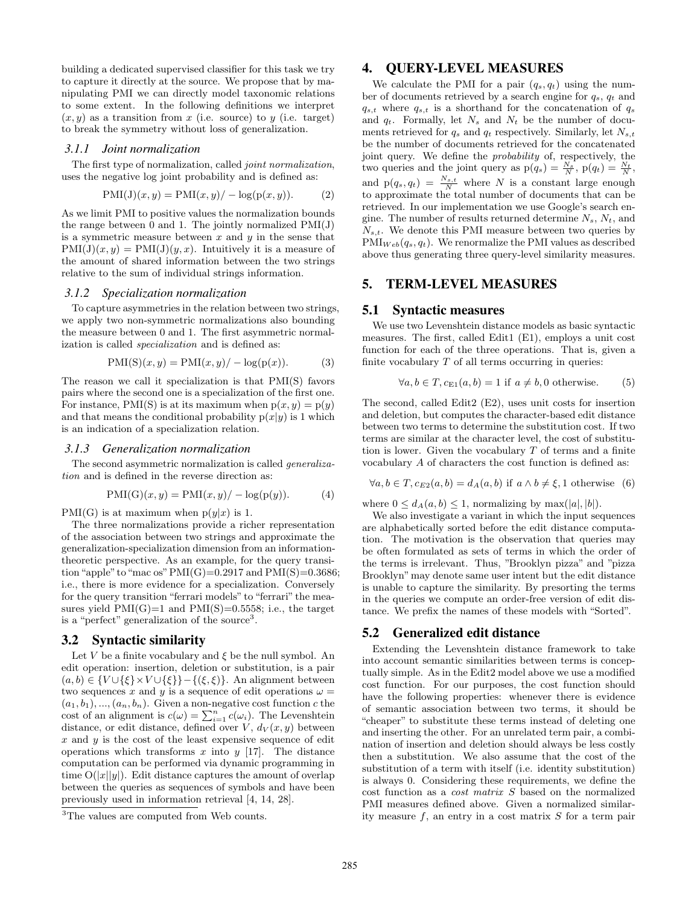building a dedicated supervised classifier for this task we try to capture it directly at the source. We propose that by manipulating PMI we can directly model taxonomic relations to some extent. In the following definitions we interpret $(x, y)$ as a transition from $x$ (i.e. source) to $y$ (i.e. target) to break the symmetry without loss of generalization.

#### 3.1.1 Joint normalization

The first type of normalization, called *joint normalization*, uses the negative log joint probability and is defined as:

$$\text{PMI(J)}(x, y) = \text{PMI}(x, y)/ - \log(\text{p}(x, y)). \quad (2)$$

As we limit PMI to positive values the normalization bounds the range between 0 and 1. The jointly normalized PMI(J) is a symmetric measure between $x$ and $y$ in the sense that $\text{PMI(J)}(x, y) = \text{PMI(J)}(y, x)$. Intuitively it is a measure of the amount of shared information between the two strings relative to the sum of individual strings information.

#### 3.1.2 Specialization normalization

To capture asymmetries in the relation between two strings, we apply two non-symmetric normalizations also bounding the measure between 0 and 1. The first asymmetric normalization is called *specialization* and is defined as:

$$\text{PMI(S)}(x, y) = \text{PMI}(x, y)/ - \log(\text{p}(x)). \quad (3)$$

The reason we call it specialization is that PMI(S) favors pairs where the second one is a specialization of the first one. For instance, PMI(S) is at its maximum when $\text{p}(x, y) = \text{p}(y)$ and that means the conditional probability $\text{p}(x|y)$ is 1 which is an indication of a specialization relation.

#### 3.1.3 Generalization normalization

The second asymmetric normalization is called *generalization* and is defined in the reverse direction as:

$$\text{PMI(G)}(x, y) = \text{PMI}(x, y)/ - \log(\text{p}(y)). \quad (4)$$

PMI(G) is at maximum when $\text{p}(y|x)$ is 1.

The three normalizations provide a richer representation of the association between two strings and approximate the generalization-specialization dimension from an information-theoretic perspective. As an example, for the query transition "apple" to "mac os" PMI(G)=0.2917 and PMI(S)=0.3686; i.e., there is more evidence for a specialization. Conversely for the query transition "ferrari models" to "ferrari" the measures yield PMI(G)=1 and PMI(S)=0.5558; i.e., the target is a "perfect" generalization of the source[3].

### 3.2 Syntactic similarity

Let $V$ be a finite vocabulary and $\xi$ be the null symbol. An edit operation: insertion, deletion or substitution, is a pair $(a, b) \in \{V \cup \{\xi\} \times V \cup \{\xi\}\} - \{(\xi, \xi)\}$. An alignment between two sequences $x$ and $y$ is a sequence of edit operations $\omega = (a_1, b_1), ..., (a_n, b_n)$. Given a non-negative cost function $c$ the cost of an alignment is $c(\omega) = \sum_{i=1}^{n} c(\omega_i)$. The Levenshtein distance, or edit distance, defined over $V$, $d_V(x, y)$ between $x$ and $y$ is the cost of the least expensive sequence of edit operations which transforms $x$ into $y$ [17]. The distance computation can be performed via dynamic programming in time $O(|x||y|)$. Edit distance captures the amount of overlap between the queries as sequences of symbols and have been previously used in information retrieval [4, 14, 28].

[3]The values are computed from Web counts.

## 4. QUERY-LEVEL MEASURES

We calculate the PMI for a pair $(q_s, q_t)$ using the number of documents retrieved by a search engine for $q_s$, $q_t$ and $q_{s,t}$ where $q_{s,t}$ is a shorthand for the concatenation of $q_s$ and $q_t$. Formally, let $N_s$ and $N_t$ be the number of documents retrieved for $q_s$ and $q_t$ respectively. Similarly, let $N_{s,t}$ be the number of documents retrieved for the concatenated joint query. We define the *probability* of, respectively, the two queries and the joint query as $\text{p}(q_s) = \frac{N_s}{N}$, $\text{p}(q_t) = \frac{N_t}{N}$, and $\text{p}(q_s, q_t) = \frac{N_{s,t}}{N}$ where $N$ is a constant large enough to approximate the total number of documents that can be retrieved. In our implementation we use Google's search engine. The number of results returned determine $N_s$, $N_t$, and $N_{s,t}$. We denote this PMI measure between two queries by $\text{PMI}_{Web}(q_s, q_t)$. We renormalize the PMI values as described above thus generating three query-level similarity measures.

## 5. TERM-LEVEL MEASURES

### 5.1 Syntactic measures

We use two Levenshtein distance models as basic syntactic measures. The first, called Edit1 (E1), employs a unit cost function for each of the three operations. That is, given a finite vocabulary $T$ of all terms occurring in queries:

$$\forall a, b \in T, c_{\text{E1}}(a, b) = 1 \text{ if } a \neq b, 0 \text{ otherwise}. \quad (5)$$

The second, called Edit2 (E2), uses unit costs for insertion and deletion, but computes the character-based edit distance between two terms to determine the substitution cost. If two terms are similar at the character level, the cost of substitution is lower. Given the vocabulary $T$ of terms and a finite vocabulary $A$ of characters the cost function is defined as:

$$\forall a, b \in T, c_{E2}(a, b) = d_A(a, b) \text{ if } a \wedge b \neq \xi, 1 \text{ otherwise} \quad (6)$$

where $0 \leq d_A(a, b) \leq 1$, normalizing by $\max(|a|, |b|)$.

We also investigate a variant in which the input sequences are alphabetically sorted before the edit distance computation. The motivation is the observation that queries may be often formulated as sets of terms in which the order of the terms is irrelevant. Thus, "Brooklyn pizza" and "pizza Brooklyn" may denote same user intent but the edit distance is unable to capture the similarity. By presorting the terms in the queries we compute an order-free version of edit distance. We prefix the names of these models with "Sorted".

### 5.2 Generalized edit distance

Extending the Levenshtein distance framework to take into account semantic similarities between terms is conceptually simple. As in the Edit2 model above we use a modified cost function. For our purposes, the cost function should have the following properties: whenever there is evidence of semantic association between two terms, it should be "cheaper" to substitute these terms instead of deleting one and inserting the other. For an unrelated term pair, a combination of insertion and deletion should always be less costly then a substitution. We also assume that the cost of the substitution of a term with itself (i.e. identity substitution) is always 0. Considering these requirements, we define the cost function as a *cost matrix* $S$ based on the normalized PMI measures defined above. Given a normalized similarity measure $f$, an entry in a cost matrix $S$ for a term pair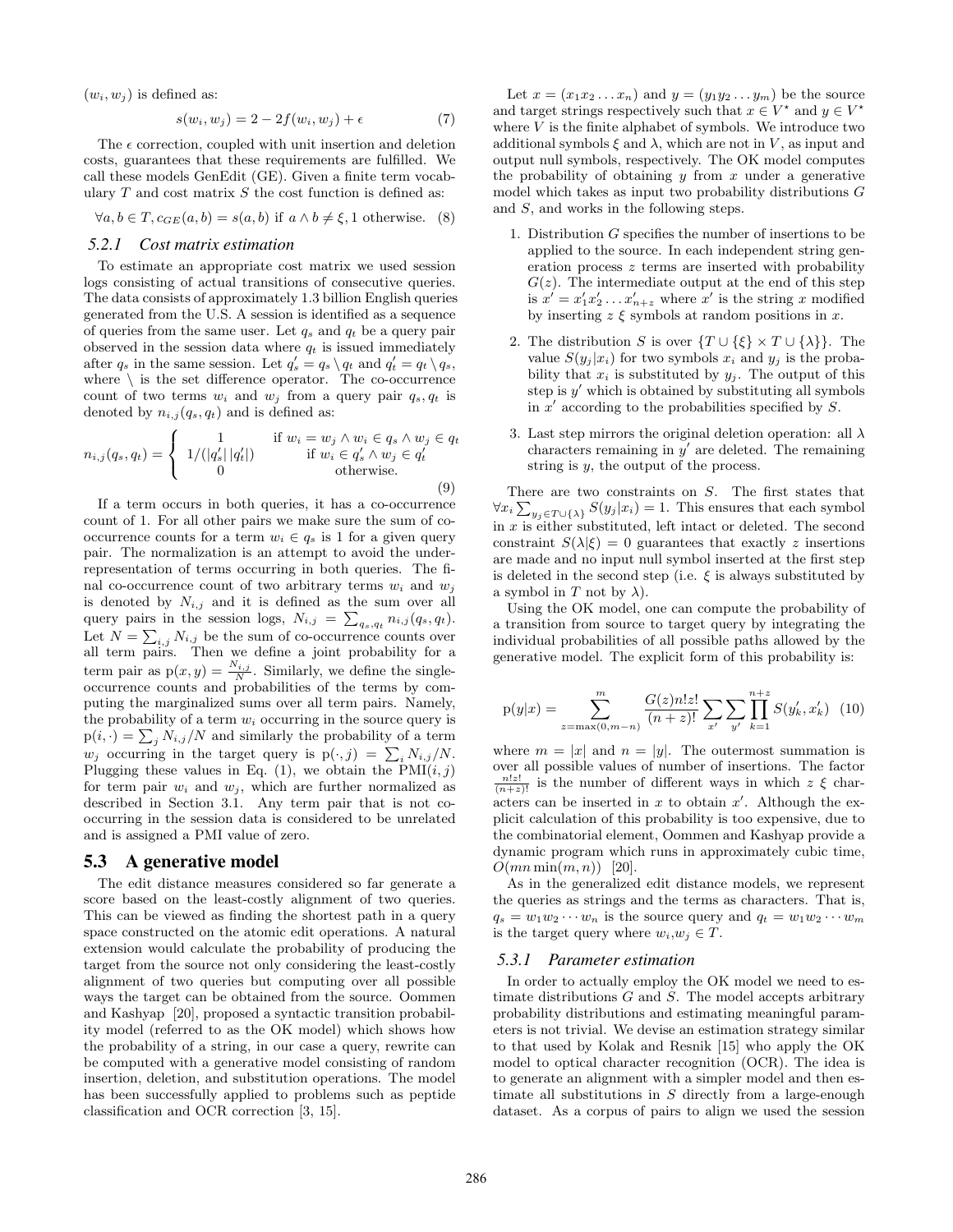$(w_i, w_j)$ is defined as:

$$s(w_i, w_j) = 2 - 2f(w_i, w_j) + \epsilon \quad (7)$$

The $\epsilon$ correction, coupled with unit insertion and deletion costs, guarantees that these requirements are fulfilled. We call these models GenEdit (GE). Given a finite term vocabulary $T$ and cost matrix $S$ the cost function is defined as:

$$\forall a, b \in T, c_{GE}(a, b) = s(a, b) \text{ if } a \wedge b \neq \xi, 1 \text{ otherwise.} \quad (8)$$

### 5.2.1 Cost matrix estimation

To estimate an appropriate cost matrix we used session logs consisting of actual transitions of consecutive queries. The data consists of approximately 1.3 billion English queries generated from the U.S. A session is identified as a sequence of queries from the same user. Let $q_s$ and $q_t$ be a query pair observed in the session data where $q_t$ is issued immediately after $q_s$ in the same session. Let $q_s' = q_s \setminus q_t$ and $q_t' = q_t \setminus q_s$, where $\setminus$ is the set difference operator. The co-occurrence count of two terms $w_i$ and $w_j$ from a query pair $q_s, q_t$ is denoted by $n_{i,j}(q_s, q_t)$ and is defined as:

$$n_{i,j}(q_s, q_t) = \begin{cases} 1 & \text{if } w_i = w_j \wedge w_i \in q_s \wedge w_j \in q_t \\ 1/(|q_s'|\,|q_t'|) & \text{if } w_i \in q_s' \wedge w_j \in q_t' \\ 0 & \text{otherwise.} \end{cases} \quad (9)$$

If a term occurs in both queries, it has a co-occurrence count of 1. For all other pairs we make sure the sum of co-occurrence counts for a term $w_i \in q_s$ is 1 for a given query pair. The normalization is an attempt to avoid the under-representation of terms occurring in both queries. The final co-occurrence count of two arbitrary terms $w_i$ and $w_j$ is denoted by $N_{i,j}$ and it is defined as the sum over all query pairs in the session logs, $N_{i,j} = \sum_{q_s,q_t} n_{i,j}(q_s, q_t)$. Let $N = \sum_{i,j} N_{i,j}$ be the sum of co-occurrence counts over all term pairs. Then we define a joint probability for a term pair as $\text{p}(x, y) = \frac{N_{i,j}}{N}$. Similarly, we define the single-occurrence counts and probabilities of the terms by computing the marginalized sums over all term pairs. Namely, the probability of a term $w_i$ occurring in the source query is $\text{p}(i, \cdot) = \sum_j N_{i,j}/N$ and similarly the probability of a term $w_j$ occurring in the target query is $\text{p}(\cdot, j) = \sum_i N_{i,j}/N$. Plugging these values in Eq. (1), we obtain the $\text{PMI}(i, j)$ for term pair $w_i$ and $w_j$, which are further normalized as described in Section 3.1. Any term pair that is not co-occurring in the session data is considered to be unrelated and is assigned a PMI value of zero.

## 5.3 A generative model

The edit distance measures considered so far generate a score based on the least-costly alignment of two queries. This can be viewed as finding the shortest path in a query space constructed on the atomic edit operations. A natural extension would calculate the probability of producing the target from the source not only considering the least-costly alignment of two queries but computing over all possible ways the target can be obtained from the source. Oommen and Kashyap [20], proposed a syntactic transition probability model (referred to as the OK model) which shows how the probability of a string, in our case a query, rewrite can be computed with a generative model consisting of random insertion, deletion, and substitution operations. The model has been successfully applied to problems such as peptide classification and OCR correction [3, 15].

Let $x = (x_1 x_2 \ldots x_n)$ and $y = (y_1 y_2 \ldots y_m)$ be the source and target strings respectively such that $x \in V^\star$ and $y \in V^\star$ where $V$ is the finite alphabet of symbols. We introduce two additional symbols $\xi$ and $\lambda$, which are not in $V$, as input and output null symbols, respectively. The OK model computes the probability of obtaining $y$ from $x$ under a generative model which takes as input two probability distributions $G$ and $S$, and works in the following steps.

1. Distribution $G$ specifies the number of insertions to be applied to the source. In each independent string generation process $z$ terms are inserted with probability $G(z)$. The intermediate output at the end of this step is $x' = x_1' x_2' \ldots x_{n+z}'$ where $x'$ is the string $x$ modified by inserting $z$ $\xi$ symbols at random positions in $x$.
2. The distribution $S$ is over $\{T \cup \{\xi\} \times T \cup \{\lambda\}\}$. The value $S(y_j|x_i)$ for two symbols $x_i$ and $y_j$ is the probability that $x_i$ is substituted by $y_j$. The output of this step is $y'$ which is obtained by substituting all symbols in $x'$ according to the probabilities specified by $S$.
3. Last step mirrors the original deletion operation: all $\lambda$ characters remaining in $y'$ are deleted. The remaining string is $y$, the output of the process.

There are two constraints on $S$. The first states that $\forall x_i \sum_{y_j \in T \cup \{\lambda\}} S(y_j|x_i) = 1$. This ensures that each symbol in $x$ is either substituted, left intact or deleted. The second constraint $S(\lambda|\xi) = 0$ guarantees that exactly $z$ insertions are made and no input null symbol inserted at the first step is deleted in the second step (i.e. $\xi$ is always substituted by a symbol in $T$ not by $\lambda$).

Using the OK model, one can compute the probability of a transition from source to target query by integrating the individual probabilities of all possible paths allowed by the generative model. The explicit form of this probability is:

$$\text{p}(y|x) = \sum_{z=\max(0,m-n)}^{m} \frac{G(z)n!z!}{(n+z)!} \sum_{x'} \sum_{y'} \prod_{k=1}^{n+z} S(y_k', x_k') \quad (10)$$

where $m = |x|$ and $n = |y|$. The outermost summation is over all possible values of number of insertions. The factor $\frac{n!z!}{(n+z)!}$ is the number of different ways in which $z$ $\xi$ characters can be inserted in $x$ to obtain $x'$. Although the explicit calculation of this probability is too expensive, due to the combinatorial element, Oommen and Kashyap provide a dynamic program which runs in approximately cubic time, $O(mn \min(m, n))$ [20].

As in the generalized edit distance models, we represent the queries as strings and the terms as characters. That is, $q_s = w_1 w_2 \cdots w_n$ is the source query and $q_t = w_1 w_2 \cdots w_m$ is the target query where $w_i, w_j \in T$.

### 5.3.1 Parameter estimation

In order to actually employ the OK model we need to estimate distributions $G$ and $S$. The model accepts arbitrary probability distributions and estimating meaningful parameters is not trivial. We devise an estimation strategy similar to that used by Kolak and Resnik [15] who apply the OK model to optical character recognition (OCR). The idea is to generate an alignment with a simpler model and then estimate all substitutions in $S$ directly from a large-enough dataset. As a corpus of pairs to align we used the session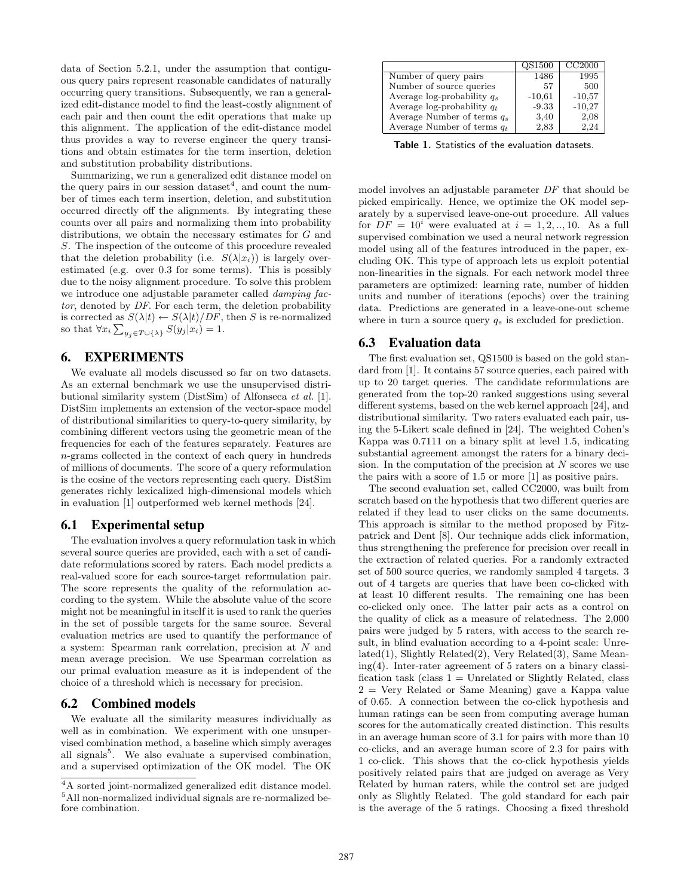data of Section 5.2.1, under the assumption that contiguous query pairs represent reasonable candidates of naturally occurring query transitions. Subsequently, we ran a generalized edit-distance model to find the least-costly alignment of each pair and then count the edit operations that make up this alignment. The application of the edit-distance model thus provides a way to reverse engineer the query transitions and obtain estimates for the term insertion, deletion and substitution probability distributions.

Summarizing, we run a generalized edit distance model on the query pairs in our session dataset[4], and count the number of times each term insertion, deletion, and substitution occurred directly off the alignments. By integrating these counts over all pairs and normalizing them into probability distributions, we obtain the necessary estimates for $G$ and $S$. The inspection of the outcome of this procedure revealed that the deletion probability (i.e. $S(\lambda|x_i)$) is largely overestimated (e.g. over 0.3 for some terms). This is possibly due to the noisy alignment procedure. To solve this problem we introduce one adjustable parameter called *damping factor*, denoted by $DF$. For each term, the deletion probability is corrected as $S(\lambda|t) \leftarrow S(\lambda|t)/DF$, then $S$ is re-normalized so that $\forall x_i \sum_{y_j \in T \cup \{\lambda\}} S(y_j|x_i) = 1$.

## 6. EXPERIMENTS

We evaluate all models discussed so far on two datasets. As an external benchmark we use the unsupervised distributional similarity system (DistSim) of Alfonseca *et al.* [1]. DistSim implements an extension of the vector-space model of distributional similarities to query-to-query similarity, by combining different vectors using the geometric mean of the frequencies for each of the features separately. Features are $n$-grams collected in the context of each query in hundreds of millions of documents. The score of a query reformulation is the cosine of the vectors representing each query. DistSim generates richly lexicalized high-dimensional models which in evaluation [1] outperformed web kernel methods [24].

### 6.1 Experimental setup

The evaluation involves a query reformulation task in which several source queries are provided, each with a set of candidate reformulations scored by raters. Each model predicts a real-valued score for each source-target reformulation pair. The score represents the quality of the reformulation according to the system. While the absolute value of the score might not be meaningful in itself it is used to rank the queries in the set of possible targets for the same source. Several evaluation metrics are used to quantify the performance of a system: Spearman rank correlation, precision at $N$ and mean average precision. We use Spearman correlation as our primal evaluation measure as it is independent of the choice of a threshold which is necessary for precision.

### 6.2 Combined models

We evaluate all the similarity measures individually as well as in combination. We experiment with one unsupervised combination method, a baseline which simply averages all signals[5]. We also evaluate a supervised combination, and a supervised optimization of the OK model. The OK model involves an adjustable parameter $DF$ that should be picked empirically. Hence, we optimize the OK model separately by a supervised leave-one-out procedure. All values for $DF = 10^i$ were evaluated at $i = 1, 2, .., 10$. As a full supervised combination we used a neural network regression model using all of the features introduced in the paper, excluding OK. This type of approach lets us exploit potential non-linearities in the signals. For each network model three parameters are optimized: learning rate, number of hidden units and number of iterations (epochs) over the training data. Predictions are generated in a leave-one-out scheme where in turn a source query $q_s$ is excluded for prediction.

|  | QS1500 | CC2000 |
|---|---|---|
| Number of query pairs | 1486 | 1995 |
| Number of source queries | 57 | 500 |
| Average log-probability $q_s$ | -10,61 | -10,57 |
| Average log-probability $q_t$ | -9.33 | -10,27 |
| Average Number of terms $q_s$ | 3,40 | 2,08 |
| Average Number of terms $q_t$ | 2,83 | 2,24 |

**Table 1.** Statistics of the evaluation datasets.

### 6.3 Evaluation data

The first evaluation set, QS1500 is based on the gold standard from [1]. It contains 57 source queries, each paired with up to 20 target queries. The candidate reformulations are generated from the top-20 ranked suggestions using several different systems, based on the web kernel approach [24], and distributional similarity. Two raters evaluated each pair, using the 5-Likert scale defined in [24]. The weighted Cohen's Kappa was 0.7111 on a binary split at level 1.5, indicating substantial agreement amongst the raters for a binary decision. In the computation of the precision at $N$ scores we use the pairs with a score of 1.5 or more [1] as positive pairs.

The second evaluation set, called CC2000, was built from scratch based on the hypothesis that two different queries are related if they lead to user clicks on the same documents. This approach is similar to the method proposed by Fitzpatrick and Dent [8]. Our technique adds click information, thus strengthening the preference for precision over recall in the extraction of related queries. For a randomly extracted set of 500 source queries, we randomly sampled 4 targets. 3 out of 4 targets are queries that have been co-clicked with at least 10 different results. The remaining one has been co-clicked only once. The latter pair acts as a control on the quality of click as a measure of relatedness. The 2,000 pairs were judged by 5 raters, with access to the search result, in blind evaluation according to a 4-point scale: Unrelated(1), Slightly Related(2), Very Related(3), Same Meaning(4). Inter-rater agreement of 5 raters on a binary classification task (class 1 = Unrelated or Slightly Related, class 2 = Very Related or Same Meaning) gave a Kappa value of 0.65. A connection between the co-click hypothesis and human ratings can be seen from computing average human scores for the automatically created distinction. This results in an average human score of 3.1 for pairs with more than 10 co-clicks, and an average human score of 2.3 for pairs with 1 co-click. This shows that the co-click hypothesis yields positively related pairs that are judged on average as Very Related by human raters, while the control set are judged only as Slightly Related. The gold standard for each pair is the average of the 5 ratings. Choosing a fixed threshold

---

[4] A sorted joint-normalized generalized edit distance model.

[5] All non-normalized individual signals are re-normalized before combination.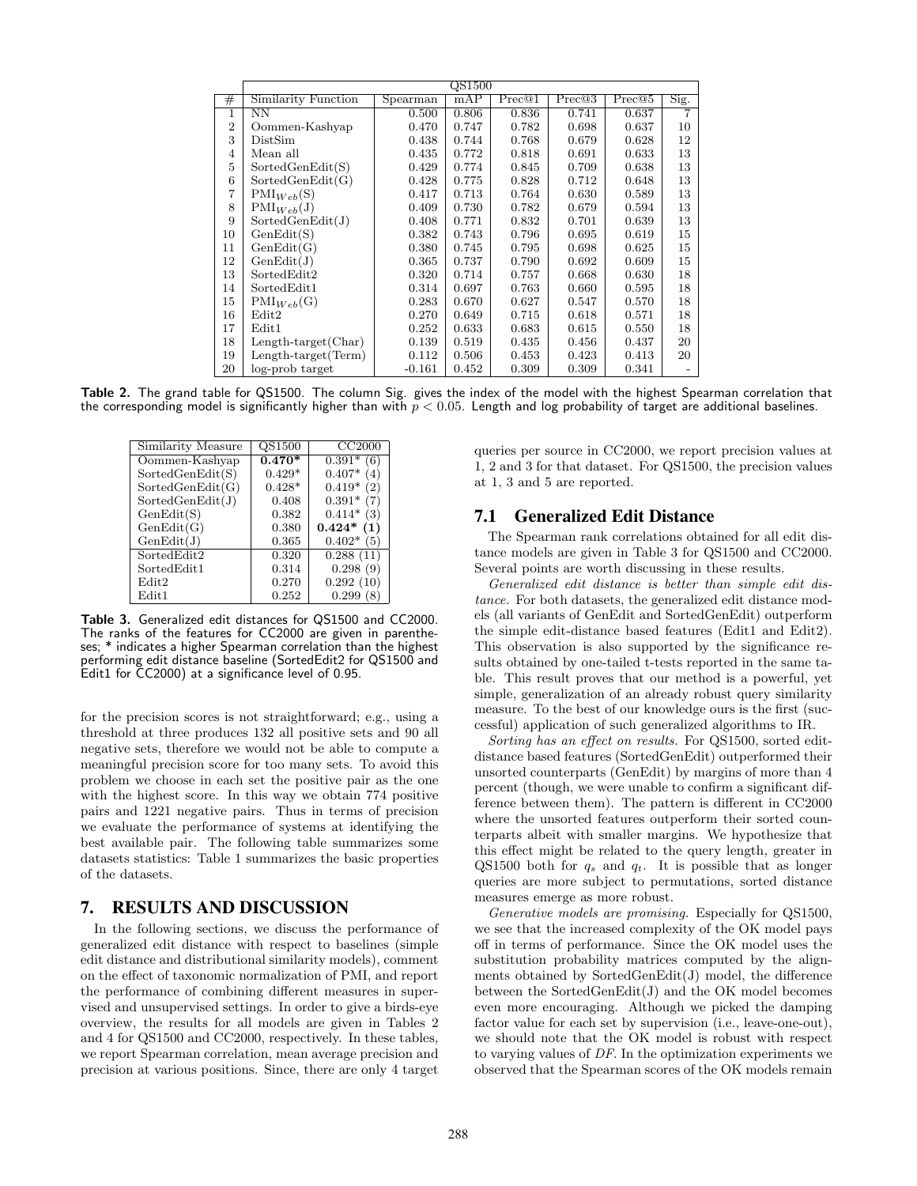| | QS1500 | | | | | | |
|---|---|---|---|---|---|---|---|
| # | Similarity Function | Spearman | mAP | Prec@1 | Prec@3 | Prec@5 | Sig. |
| 1 | NN | 0.500 | 0.806 | 0.836 | 0.741 | 0.637 | 7 |
| 2 | Oommen-Kashyap | 0.470 | 0.747 | 0.782 | 0.698 | 0.637 | 10 |
| 3 | DistSim | 0.438 | 0.744 | 0.768 | 0.679 | 0.628 | 12 |
| 4 | Mean all | 0.435 | 0.772 | 0.818 | 0.691 | 0.633 | 13 |
| 5 | SortedGenEdit(S) | 0.429 | 0.774 | 0.845 | 0.709 | 0.638 | 13 |
| 6 | SortedGenEdit(G) | 0.428 | 0.775 | 0.828 | 0.712 | 0.648 | 13 |
| 7 | $\text{PMI}_{Web}$(S) | 0.417 | 0.713 | 0.764 | 0.630 | 0.589 | 13 |
| 8 | $\text{PMI}_{Web}$(J) | 0.409 | 0.730 | 0.782 | 0.679 | 0.594 | 13 |
| 9 | SortedGenEdit(J) | 0.408 | 0.771 | 0.832 | 0.701 | 0.639 | 13 |
| 10 | GenEdit(S) | 0.382 | 0.743 | 0.796 | 0.695 | 0.619 | 15 |
| 11 | GenEdit(G) | 0.380 | 0.745 | 0.795 | 0.698 | 0.625 | 15 |
| 12 | GenEdit(J) | 0.365 | 0.737 | 0.790 | 0.692 | 0.609 | 15 |
| 13 | SortedEdit2 | 0.320 | 0.714 | 0.757 | 0.668 | 0.630 | 18 |
| 14 | SortedEdit1 | 0.314 | 0.697 | 0.763 | 0.660 | 0.595 | 18 |
| 15 | $\text{PMI}_{Web}$(G) | 0.283 | 0.670 | 0.627 | 0.547 | 0.570 | 18 |
| 16 | Edit2 | 0.270 | 0.649 | 0.715 | 0.618 | 0.571 | 18 |
| 17 | Edit1 | 0.252 | 0.633 | 0.683 | 0.615 | 0.550 | 18 |
| 18 | Length-target(Char) | 0.139 | 0.519 | 0.435 | 0.456 | 0.437 | 20 |
| 19 | Length-target(Term) | 0.112 | 0.506 | 0.453 | 0.423 | 0.413 | 20 |
| 20 | log-prob target | -0.161 | 0.452 | 0.309 | 0.309 | 0.341 | - |

**Table 2.** The grand table for QS1500. The column Sig. gives the index of the model with the highest Spearman correlation that the corresponding model is significantly higher than with $p < 0.05$. Length and log probability of target are additional baselines.

| Similarity Measure | QS1500 | CC2000 |
|---|---|---|
| Oommen-Kashyap | **0.470*** | 0.391* (6) |
| SortedGenEdit(S) | 0.429* | 0.407* (4) |
| SortedGenEdit(G) | 0.428* | 0.419* (2) |
| SortedGenEdit(J) | 0.408 | 0.391* (7) |
| GenEdit(S) | 0.382 | 0.414* (3) |
| GenEdit(G) | 0.380 | **0.424* (1)** |
| GenEdit(J) | 0.365 | 0.402* (5) |
| SortedEdit2 | 0.320 | 0.288 (11) |
| SortedEdit1 | 0.314 | 0.298 (9) |
| Edit2 | 0.270 | 0.292 (10) |
| Edit1 | 0.252 | 0.299 (8) |

**Table 3.** Generalized edit distances for QS1500 and CC2000. The ranks of the features for CC2000 are given in parentheses; * indicates a higher Spearman correlation than the highest performing edit distance baseline (SortedEdit2 for QS1500 and Edit1 for CC2000) at a significance level of 0.95.

for the precision scores is not straightforward; e.g., using a threshold at three produces 132 all positive sets and 90 all negative sets, therefore we would not be able to compute a meaningful precision score for too many sets. To avoid this problem we choose in each set the positive pair as the one with the highest score. In this way we obtain 774 positive pairs and 1221 negative pairs. Thus in terms of precision we evaluate the performance of systems at identifying the best available pair. The following table summarizes some datasets statistics: Table 1 summarizes the basic properties of the datasets.

## 7. RESULTS AND DISCUSSION

In the following sections, we discuss the performance of generalized edit distance with respect to baselines (simple edit distance and distributional similarity models), comment on the effect of taxonomic normalization of PMI, and report the performance of combining different measures in supervised and unsupervised settings. In order to give a birds-eye overview, the results for all models are given in Tables 2 and 4 for QS1500 and CC2000, respectively. In these tables, we report Spearman correlation, mean average precision and precision at various positions. Since, there are only 4 target queries per source in CC2000, we report precision values at 1, 2 and 3 for that dataset. For QS1500, the precision values at 1, 3 and 5 are reported.

### 7.1 Generalized Edit Distance

The Spearman rank correlations obtained for all edit distance models are given in Table 3 for QS1500 and CC2000. Several points are worth discussing in these results.

*Generalized edit distance is better than simple edit distance.* For both datasets, the generalized edit distance models (all variants of GenEdit and SortedGenEdit) outperform the simple edit-distance based features (Edit1 and Edit2). This observation is also supported by the significance results obtained by one-tailed t-tests reported in the same table. This result proves that our method is a powerful, yet simple, generalization of an already robust query similarity measure. To the best of our knowledge ours is the first (successful) application of such generalized algorithms to IR.

*Sorting has an effect on results.* For QS1500, sorted edit-distance based features (SortedGenEdit) outperformed their unsorted counterparts (GenEdit) by margins of more than 4 percent (though, we were unable to confirm a significant difference between them). The pattern is different in CC2000 where the unsorted features outperform their sorted counterparts albeit with smaller margins. We hypothesize that this effect might be related to the query length, greater in QS1500 both for $q_s$ and $q_t$. It is possible that as longer queries are more subject to permutations, sorted distance measures emerge as more robust.

*Generative models are promising.* Especially for QS1500, we see that the increased complexity of the OK model pays off in terms of performance. Since the OK model uses the substitution probability matrices computed by the alignments obtained by SortedGenEdit(J) model, the difference between the SortedGenEdit(J) and the OK model becomes even more encouraging. Although we picked the damping factor value for each set by supervision (i.e., leave-one-out), we should note that the OK model is robust with respect to varying values of *DF*. In the optimization experiments we observed that the Spearman scores of the OK models remain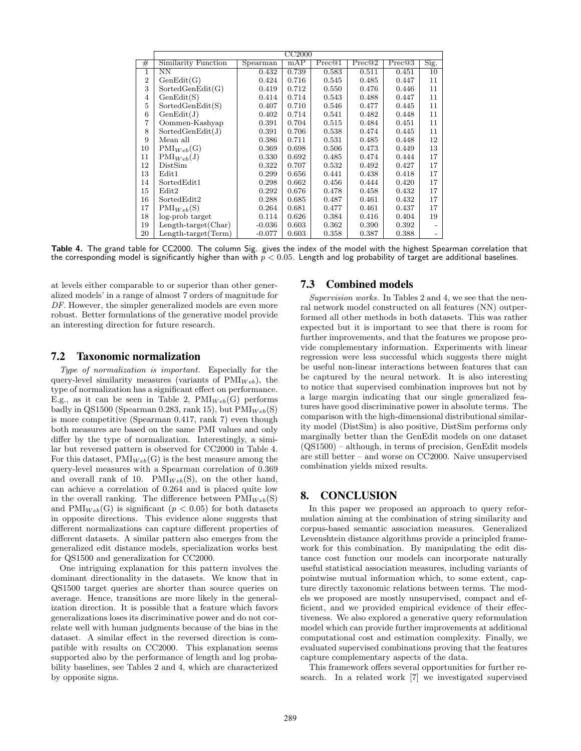| # | CC2000 | | | | | | |
|---|---|---|---|---|---|---|---|
| | Similarity Function | Spearman | mAP | Prec@1 | Prec@2 | Prec@3 | Sig. |
| 1 | NN | 0.432 | 0.739 | 0.583 | 0.511 | 0.451 | 10 |
| 2 | GenEdit(G) | 0.424 | 0.716 | 0.545 | 0.485 | 0.447 | 11 |
| 3 | SortedGenEdit(G) | 0.419 | 0.712 | 0.550 | 0.476 | 0.446 | 11 |
| 4 | GenEdit(S) | 0.414 | 0.714 | 0.543 | 0.488 | 0.447 | 11 |
| 5 | SortedGenEdit(S) | 0.407 | 0.710 | 0.546 | 0.477 | 0.445 | 11 |
| 6 | GenEdit(J) | 0.402 | 0.714 | 0.541 | 0.482 | 0.448 | 11 |
| 7 | Oommen-Kashyap | 0.391 | 0.704 | 0.515 | 0.484 | 0.451 | 11 |
| 8 | SortedGenEdit(J) | 0.391 | 0.706 | 0.538 | 0.474 | 0.445 | 11 |
| 9 | Mean all | 0.386 | 0.711 | 0.531 | 0.485 | 0.448 | 12 |
| 10 | $\text{PMI}_{Web}$(G) | 0.369 | 0.698 | 0.506 | 0.473 | 0.449 | 13 |
| 11 | $\text{PMI}_{Web}$(J) | 0.330 | 0.692 | 0.485 | 0.474 | 0.444 | 17 |
| 12 | DistSim | 0.322 | 0.707 | 0.532 | 0.492 | 0.427 | 17 |
| 13 | Edit1 | 0.299 | 0.656 | 0.441 | 0.438 | 0.418 | 17 |
| 14 | SortedEdit1 | 0.298 | 0.662 | 0.456 | 0.444 | 0.420 | 17 |
| 15 | Edit2 | 0.292 | 0.676 | 0.478 | 0.458 | 0.432 | 17 |
| 16 | SortedEdit2 | 0.288 | 0.685 | 0.487 | 0.461 | 0.432 | 17 |
| 17 | $\text{PMI}_{Web}$(S) | 0.264 | 0.681 | 0.477 | 0.461 | 0.437 | 17 |
| 18 | log-prob target | 0.114 | 0.626 | 0.384 | 0.416 | 0.404 | 19 |
| 19 | Length-target(Char) | -0.036 | 0.603 | 0.362 | 0.390 | 0.392 | - |
| 20 | Length-target(Term) | -0.077 | 0.603 | 0.358 | 0.387 | 0.388 | - |

**Table 4.** The grand table for CC2000. The column Sig. gives the index of the model with the highest Spearman correlation that the corresponding model is significantly higher than with $p < 0.05$. Length and log probability of target are additional baselines.

at levels either comparable to or superior than other generalized models' in a range of almost 7 orders of magnitude for *DF*. However, the simpler generalized models are even more robust. Better formulations of the generative model provide an interesting direction for future research.

## 7.2 Taxonomic normalization

*Type of normalization is important.* Especially for the query-level similarity measures (variants of $\text{PMI}_{Web}$), the type of normalization has a significant effect on performance. E.g., as it can be seen in Table 2, $\text{PMI}_{Web}$(G) performs badly in QS1500 (Spearman 0.283, rank 15), but $\text{PMI}_{Web}$(S) is more competitive (Spearman 0.417, rank 7) even though both measures are based on the same PMI values and only differ by the type of normalization. Interestingly, a similar but reversed pattern is observed for CC2000 in Table 4. For this dataset, $\text{PMI}_{Web}$(G) is the best measure among the query-level measures with a Spearman correlation of 0.369 and overall rank of 10. $\text{PMI}_{Web}$(S), on the other hand, can achieve a correlation of 0.264 and is placed quite low in the overall ranking. The difference between $\text{PMI}_{Web}$(S) and $\text{PMI}_{Web}$(G) is significant ($p < 0.05$) for both datasets in opposite directions. This evidence alone suggests that different normalizations can capture different properties of different datasets. A similar pattern also emerges from the generalized edit distance models, specialization works best for QS1500 and generalization for CC2000.

One intriguing explanation for this pattern involves the dominant directionality in the datasets. We know that in QS1500 target queries are shorter than source queries on average. Hence, transitions are more likely in the generalization direction. It is possible that a feature which favors generalizations loses its discriminative power and do not correlate well with human judgments because of the bias in the dataset. A similar effect in the reversed direction is compatible with results on CC2000. This explanation seems supported also by the performance of length and log probability baselines, see Tables 2 and 4, which are characterized by opposite signs.

## 7.3 Combined models

*Supervision works.* In Tables 2 and 4, we see that the neural network model constructed on all features (NN) outperformed all other methods in both datasets. This was rather expected but it is important to see that there is room for further improvements, and that the features we propose provide complementary information. Experiments with linear regression were less successful which suggests there might be useful non-linear interactions between features that can be captured by the neural network. It is also interesting to notice that supervised combination improves but not by a large margin indicating that our single generalized features have good discriminative power in absolute terms. The comparison with the high-dimensional distributional similarity model (DistSim) is also positive, DistSim performs only marginally better than the GenEdit models on one dataset (QS1500) – although, in terms of precision, GenEdit models are still better – and worse on CC2000. Naive unsupervised combination yields mixed results.

# 8. CONCLUSION

In this paper we proposed an approach to query reformulation aiming at the combination of string similarity and corpus-based semantic association measures. Generalized Levenshtein distance algorithms provide a principled framework for this combination. By manipulating the edit distance cost function our models can incorporate naturally useful statistical association measures, including variants of pointwise mutual information which, to some extent, capture directly taxonomic relations between terms. The models we proposed are mostly unsupervised, compact and efficient, and we provided empirical evidence of their effectiveness. We also explored a generative query reformulation model which can provide further improvements at additional computational cost and estimation complexity. Finally, we evaluated supervised combinations proving that the features capture complementary aspects of the data.

This framework offers several opportunities for further research. In a related work [7] we investigated supervised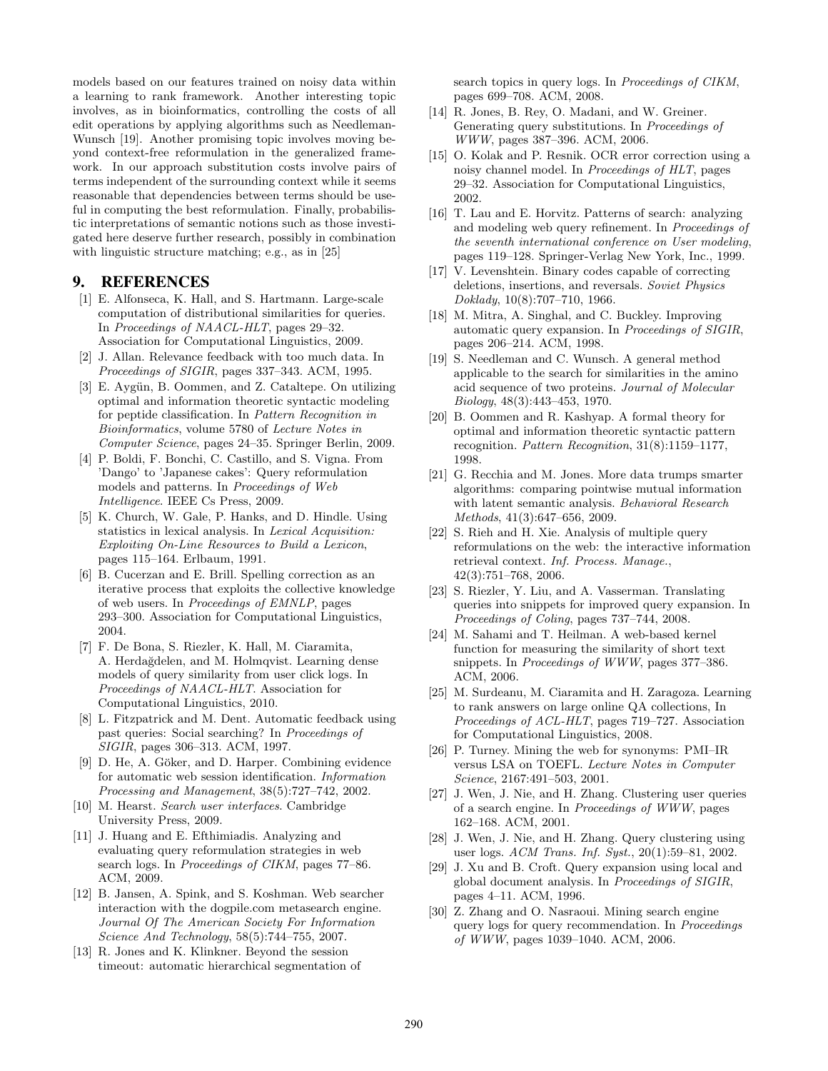models based on our features trained on noisy data within a learning to rank framework. Another interesting topic involves, as in bioinformatics, controlling the costs of all edit operations by applying algorithms such as Needleman-Wunsch [19]. Another promising topic involves moving beyond context-free reformulation in the generalized framework. In our approach substitution costs involve pairs of terms independent of the surrounding context while it seems reasonable that dependencies between terms should be useful in computing the best reformulation. Finally, probabilistic interpretations of semantic notions such as those investigated here deserve further research, possibly in combination with linguistic structure matching; e.g., as in [25]

# 9. REFERENCES

[1] E. Alfonseca, K. Hall, and S. Hartmann. Large-scale computation of distributional similarities for queries. In *Proceedings of NAACL-HLT*, pages 29–32. Association for Computational Linguistics, 2009.

[2] J. Allan. Relevance feedback with too much data. In *Proceedings of SIGIR*, pages 337–343. ACM, 1995.

[3] E. Aygün, B. Oommen, and Z. Cataltepe. On utilizing optimal and information theoretic syntactic modeling for peptide classification. In *Pattern Recognition in Bioinformatics*, volume 5780 of *Lecture Notes in Computer Science*, pages 24–35. Springer Berlin, 2009.

[4] P. Boldi, F. Bonchi, C. Castillo, and S. Vigna. From 'Dango' to 'Japanese cakes': Query reformulation models and patterns. In *Proceedings of Web Intelligence*. IEEE Cs Press, 2009.

[5] K. Church, W. Gale, P. Hanks, and D. Hindle. Using statistics in lexical analysis. In *Lexical Acquisition: Exploiting On-Line Resources to Build a Lexicon*, pages 115–164. Erlbaum, 1991.

[6] S. Cucerzan and E. Brill. Spelling correction as an iterative process that exploits the collective knowledge of web users. In *Proceedings of EMNLP*, pages 293–300. Association for Computational Linguistics, 2004.

[7] F. De Bona, S. Riezler, K. Hall, M. Ciaramita, A. Herdağdelen, and M. Holmqvist. Learning dense models of query similarity from user click logs. In *Proceedings of NAACL-HLT*. Association for Computational Linguistics, 2010.

[8] L. Fitzpatrick and M. Dent. Automatic feedback using past queries: Social searching? In *Proceedings of SIGIR*, pages 306–313. ACM, 1997.

[9] D. He, A. Göker, and D. Harper. Combining evidence for automatic web session identification. *Information Processing and Management*, 38(5):727–742, 2002.

[10] M. Hearst. *Search user interfaces*. Cambridge University Press, 2009.

[11] J. Huang and E. Efthimiadis. Analyzing and evaluating query reformulation strategies in web search logs. In *Proceedings of CIKM*, pages 77–86. ACM, 2009.

[12] B. Jansen, A. Spink, and S. Koshman. Web searcher interaction with the dogpile.com metasearch engine. *Journal Of The American Society For Information Science And Technology*, 58(5):744–755, 2007.

[13] R. Jones and K. Klinkner. Beyond the session timeout: automatic hierarchical segmentation of search topics in query logs. In *Proceedings of CIKM*, pages 699–708. ACM, 2008.

[14] R. Jones, B. Rey, O. Madani, and W. Greiner. Generating query substitutions. In *Proceedings of WWW*, pages 387–396. ACM, 2006.

[15] O. Kolak and P. Resnik. OCR error correction using a noisy channel model. In *Proceedings of HLT*, pages 29–32. Association for Computational Linguistics, 2002.

[16] T. Lau and E. Horvitz. Patterns of search: analyzing and modeling web query refinement. In *Proceedings of the seventh international conference on User modeling*, pages 119–128. Springer-Verlag New York, Inc., 1999.

[17] V. Levenshtein. Binary codes capable of correcting deletions, insertions, and reversals. *Soviet Physics Doklady*, 10(8):707–710, 1966.

[18] M. Mitra, A. Singhal, and C. Buckley. Improving automatic query expansion. In *Proceedings of SIGIR*, pages 206–214. ACM, 1998.

[19] S. Needleman and C. Wunsch. A general method applicable to the search for similarities in the amino acid sequence of two proteins. *Journal of Molecular Biology*, 48(3):443–453, 1970.

[20] B. Oommen and R. Kashyap. A formal theory for optimal and information theoretic syntactic pattern recognition. *Pattern Recognition*, 31(8):1159–1177, 1998.

[21] G. Recchia and M. Jones. More data trumps smarter algorithms: comparing pointwise mutual information with latent semantic analysis. *Behavioral Research Methods*, 41(3):647–656, 2009.

[22] S. Rieh and H. Xie. Analysis of multiple query reformulations on the web: the interactive information retrieval context. *Inf. Process. Manage.*, 42(3):751–768, 2006.

[23] S. Riezler, Y. Liu, and A. Vasserman. Translating queries into snippets for improved query expansion. In *Proceedings of Coling*, pages 737–744, 2008.

[24] M. Sahami and T. Heilman. A web-based kernel function for measuring the similarity of short text snippets. In *Proceedings of WWW*, pages 377–386. ACM, 2006.

[25] M. Surdeanu, M. Ciaramita and H. Zaragoza. Learning to rank answers on large online QA collections, In *Proceedings of ACL-HLT*, pages 719–727. Association for Computational Linguistics, 2008.

[26] P. Turney. Mining the web for synonyms: PMI–IR versus LSA on TOEFL. *Lecture Notes in Computer Science*, 2167:491–503, 2001.

[27] J. Wen, J. Nie, and H. Zhang. Clustering user queries of a search engine. In *Proceedings of WWW*, pages 162–168. ACM, 2001.

[28] J. Wen, J. Nie, and H. Zhang. Query clustering using user logs. *ACM Trans. Inf. Syst.*, 20(1):59–81, 2002.

[29] J. Xu and B. Croft. Query expansion using local and global document analysis. In *Proceedings of SIGIR*, pages 4–11. ACM, 1996.

[30] Z. Zhang and O. Nasraoui. Mining search engine query logs for query recommendation. In *Proceedings of WWW*, pages 1039–1040. ACM, 2006.